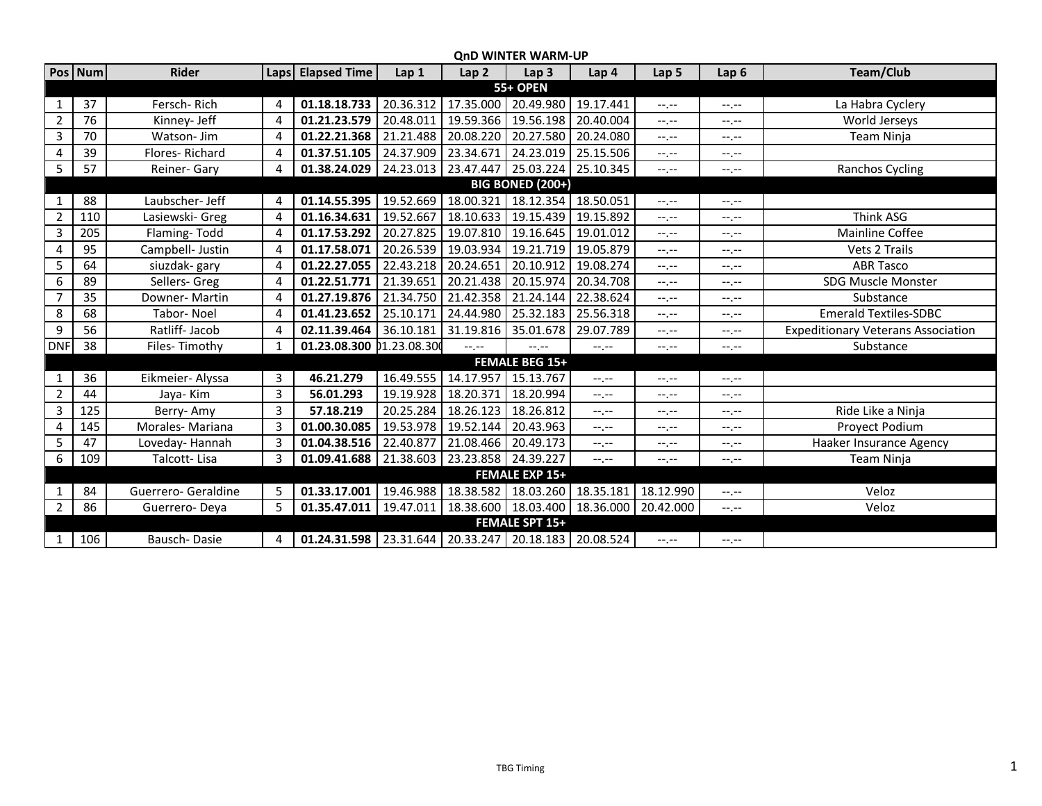# QnD WINTER WARM-UP

| Pos | Num | Rider | Laps | Elapsed Time | Lap 1 | Lap 2 | Lap 3 | Lap 4 | Lap 5 | Lap 6 | Team/Club |
|---|---|---|---|---|---|---|---|---|---|---|---|
| | | | | | | | **55+ OPEN** | | | | |
| 1 | 37 | Fersch- Rich | 4 | **01.18.18.733** | 20.36.312 | 17.35.000 | 20.49.980 | 19.17.441 | --.-- | --.-- | La Habra Cyclery |
| 2 | 76 | Kinney- Jeff | 4 | **01.21.23.579** | 20.48.011 | 19.59.366 | 19.56.198 | 20.40.004 | --.-- | --.-- | World Jerseys |
| 3 | 70 | Watson- Jim | 4 | **01.22.21.368** | 21.21.488 | 20.08.220 | 20.27.580 | 20.24.080 | --.-- | --.-- | Team Ninja |
| 4 | 39 | Flores- Richard | 4 | **01.37.51.105** | 24.37.909 | 23.34.671 | 24.23.019 | 25.15.506 | --.-- | --.-- | |
| 5 | 57 | Reiner- Gary | 4 | **01.38.24.029** | 24.23.013 | 23.47.447 | 25.03.224 | 25.10.345 | --.-- | --.-- | Ranchos Cycling |
| | | | | | | | **BIG BONED (200+)** | | | | |
| 1 | 88 | Laubscher- Jeff | 4 | **01.14.55.395** | 19.52.669 | 18.00.321 | 18.12.354 | 18.50.051 | --.-- | --.-- | |
| 2 | 110 | Lasiewski- Greg | 4 | **01.16.34.631** | 19.52.667 | 18.10.633 | 19.15.439 | 19.15.892 | --.-- | --.-- | Think ASG |
| 3 | 205 | Flaming- Todd | 4 | **01.17.53.292** | 20.27.825 | 19.07.810 | 19.16.645 | 19.01.012 | --.-- | --.-- | Mainline Coffee |
| 4 | 95 | Campbell- Justin | 4 | **01.17.58.071** | 20.26.539 | 19.03.934 | 19.21.719 | 19.05.879 | --.-- | --.-- | Vets 2 Trails |
| 5 | 64 | siuzdak- gary | 4 | **01.22.27.055** | 22.43.218 | 20.24.651 | 20.10.912 | 19.08.274 | --.-- | --.-- | ABR Tasco |
| 6 | 89 | Sellers- Greg | 4 | **01.22.51.771** | 21.39.651 | 20.21.438 | 20.15.974 | 20.34.708 | --.-- | --.-- | SDG Muscle Monster |
| 7 | 35 | Downer- Martin | 4 | **01.27.19.876** | 21.34.750 | 21.42.358 | 21.24.144 | 22.38.624 | --.-- | --.-- | Substance |
| 8 | 68 | Tabor- Noel | 4 | **01.41.23.652** | 25.10.171 | 24.44.980 | 25.32.183 | 25.56.318 | --.-- | --.-- | Emerald Textiles-SDBC |
| 9 | 56 | Ratliff- Jacob | 4 | **02.11.39.464** | 36.10.181 | 31.19.816 | 35.01.678 | 29.07.789 | --.-- | --.-- | Expeditionary Veterans Association |
| DNF | 38 | Files- Timothy | 1 | **01.23.08.300** | 01.23.08.300 | --.-- | --.-- | --.-- | --.-- | --.-- | Substance |
| | | | | | | | **FEMALE BEG 15+** | | | | |
| 1 | 36 | Eikmeier- Alyssa | 3 | **46.21.279** | 16.49.555 | 14.17.957 | 15.13.767 | --.-- | --.-- | --.-- | |
| 2 | 44 | Jaya- Kim | 3 | **56.01.293** | 19.19.928 | 18.20.371 | 18.20.994 | --.-- | --.-- | --.-- | |
| 3 | 125 | Berry- Amy | 3 | **57.18.219** | 20.25.284 | 18.26.123 | 18.26.812 | --.-- | --.-- | --.-- | Ride Like a Ninja |
| 4 | 145 | Morales- Mariana | 3 | **01.00.30.085** | 19.53.978 | 19.52.144 | 20.43.963 | --.-- | --.-- | --.-- | Proyect Podium |
| 5 | 47 | Loveday- Hannah | 3 | **01.04.38.516** | 22.40.877 | 21.08.466 | 20.49.173 | --.-- | --.-- | --.-- | Haaker Insurance Agency |
| 6 | 109 | Talcott- Lisa | 3 | **01.09.41.688** | 21.38.603 | 23.23.858 | 24.39.227 | --.-- | --.-- | --.-- | Team Ninja |
| | | | | | | | **FEMALE EXP 15+** | | | | |
| 1 | 84 | Guerrero- Geraldine | 5 | **01.33.17.001** | 19.46.988 | 18.38.582 | 18.03.260 | 18.35.181 | 18.12.990 | --.-- | Veloz |
| 2 | 86 | Guerrero- Deya | 5 | **01.35.47.011** | 19.47.011 | 18.38.600 | 18.03.400 | 18.36.000 | 20.42.000 | --.-- | Veloz |
| | | | | | | | **FEMALE SPT 15+** | | | | |
| 1 | 106 | Bausch- Dasie | 4 | **01.24.31.598** | 23.31.644 | 20.33.247 | 20.18.183 | 20.08.524 | --.-- | --.-- | |

TBG Timing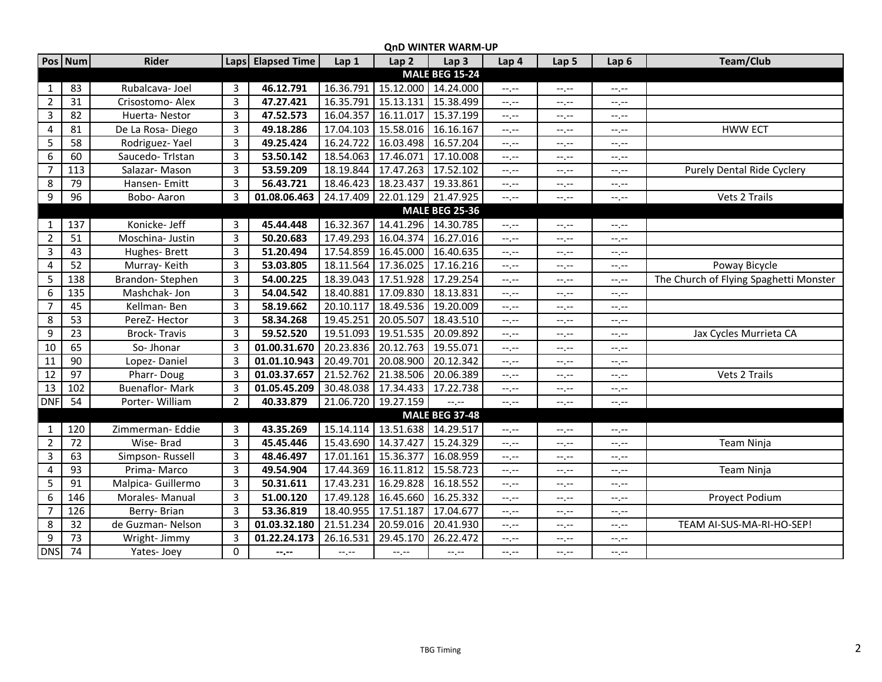**QnD WINTER WARM-UP**

| Pos | Num | Rider | Laps | Elapsed Time | Lap 1 | Lap 2 | Lap 3 | Lap 4 | Lap 5 | Lap 6 | Team/Club |
|---|---|---|---|---|---|---|---|---|---|---|---|
| | | | | | | **MALE BEG 15-24** | | | | | |
| 1 | 83 | Rubalcava- Joel | 3 | **46.12.791** | 16.36.791 | 15.12.000 | 14.24.000 | --.-- | --.-- | --.-- | |
| 2 | 31 | Crisostomo- Alex | 3 | **47.27.421** | 16.35.791 | 15.13.131 | 15.38.499 | --.-- | --.-- | --.-- | |
| 3 | 82 | Huerta- Nestor | 3 | **47.52.573** | 16.04.357 | 16.11.017 | 15.37.199 | --.-- | --.-- | --.-- | |
| 4 | 81 | De La Rosa- Diego | 3 | **49.18.286** | 17.04.103 | 15.58.016 | 16.16.167 | --.-- | --.-- | --.-- | HWW ECT |
| 5 | 58 | Rodriguez- Yael | 3 | **49.25.424** | 16.24.722 | 16.03.498 | 16.57.204 | --.-- | --.-- | --.-- | |
| 6 | 60 | Saucedo- TrIstan | 3 | **53.50.142** | 18.54.063 | 17.46.071 | 17.10.008 | --.-- | --.-- | --.-- | |
| 7 | 113 | Salazar- Mason | 3 | **53.59.209** | 18.19.844 | 17.47.263 | 17.52.102 | --.-- | --.-- | --.-- | Purely Dental Ride Cyclery |
| 8 | 79 | Hansen- Emitt | 3 | **56.43.721** | 18.46.423 | 18.23.437 | 19.33.861 | --.-- | --.-- | --.-- | |
| 9 | 96 | Bobo- Aaron | 3 | **01.08.06.463** | 24.17.409 | 22.01.129 | 21.47.925 | --.-- | --.-- | --.-- | Vets 2 Trails |
| | | | | | | **MALE BEG 25-36** | | | | | |
| 1 | 137 | Konicke- Jeff | 3 | **45.44.448** | 16.32.367 | 14.41.296 | 14.30.785 | --.-- | --.-- | --.-- | |
| 2 | 51 | Moschina- Justin | 3 | **50.20.683** | 17.49.293 | 16.04.374 | 16.27.016 | --.-- | --.-- | --.-- | |
| 3 | 43 | Hughes- Brett | 3 | **51.20.494** | 17.54.859 | 16.45.000 | 16.40.635 | --.-- | --.-- | --.-- | |
| 4 | 52 | Murray- Keith | 3 | **53.03.805** | 18.11.564 | 17.36.025 | 17.16.216 | --.-- | --.-- | --.-- | Poway Bicycle |
| 5 | 138 | Brandon- Stephen | 3 | **54.00.225** | 18.39.043 | 17.51.928 | 17.29.254 | --.-- | --.-- | --.-- | The Church of Flying Spaghetti Monster |
| 6 | 135 | Mashchak- Jon | 3 | **54.04.542** | 18.40.881 | 17.09.830 | 18.13.831 | --.-- | --.-- | --.-- | |
| 7 | 45 | Kellman- Ben | 3 | **58.19.662** | 20.10.117 | 18.49.536 | 19.20.009 | --.-- | --.-- | --.-- | |
| 8 | 53 | PereZ- Hector | 3 | **58.34.268** | 19.45.251 | 20.05.507 | 18.43.510 | --.-- | --.-- | --.-- | |
| 9 | 23 | Brock- Travis | 3 | **59.52.520** | 19.51.093 | 19.51.535 | 20.09.892 | --.-- | --.-- | --.-- | Jax Cycles Murrieta CA |
| 10 | 65 | So- Jhonar | 3 | **01.00.31.670** | 20.23.836 | 20.12.763 | 19.55.071 | --.-- | --.-- | --.-- | |
| 11 | 90 | Lopez- Daniel | 3 | **01.01.10.943** | 20.49.701 | 20.08.900 | 20.12.342 | --.-- | --.-- | --.-- | |
| 12 | 97 | Pharr- Doug | 3 | **01.03.37.657** | 21.52.762 | 21.38.506 | 20.06.389 | --.-- | --.-- | --.-- | Vets 2 Trails |
| 13 | 102 | Buenaflor- Mark | 3 | **01.05.45.209** | 30.48.038 | 17.34.433 | 17.22.738 | --.-- | --.-- | --.-- | |
| DNF | 54 | Porter- William | 2 | **40.33.879** | 21.06.720 | 19.27.159 | --.-- | --.-- | --.-- | --.-- | |
| | | | | | | **MALE BEG 37-48** | | | | | |
| 1 | 120 | Zimmerman- Eddie | 3 | **43.35.269** | 15.14.114 | 13.51.638 | 14.29.517 | --.-- | --.-- | --.-- | |
| 2 | 72 | Wise- Brad | 3 | **45.45.446** | 15.43.690 | 14.37.427 | 15.24.329 | --.-- | --.-- | --.-- | Team Ninja |
| 3 | 63 | Simpson- Russell | 3 | **48.46.497** | 17.01.161 | 15.36.377 | 16.08.959 | --.-- | --.-- | --.-- | |
| 4 | 93 | Prima- Marco | 3 | **49.54.904** | 17.44.369 | 16.11.812 | 15.58.723 | --.-- | --.-- | --.-- | Team Ninja |
| 5 | 91 | Malpica- Guillermo | 3 | **50.31.611** | 17.43.231 | 16.29.828 | 16.18.552 | --.-- | --.-- | --.-- | |
| 6 | 146 | Morales- Manual | 3 | **51.00.120** | 17.49.128 | 16.45.660 | 16.25.332 | --.-- | --.-- | --.-- | Proyect Podium |
| 7 | 126 | Berry- Brian | 3 | **53.36.819** | 18.40.955 | 17.51.187 | 17.04.677 | --.-- | --.-- | --.-- | |
| 8 | 32 | de Guzman- Nelson | 3 | **01.03.32.180** | 21.51.234 | 20.59.016 | 20.41.930 | --.-- | --.-- | --.-- | TEAM AI-SUS-MA-RI-HO-SEP! |
| 9 | 73 | Wright- Jimmy | 3 | **01.22.24.173** | 26.16.531 | 29.45.170 | 26.22.472 | --.-- | --.-- | --.-- | |
| DNS | 74 | Yates- Joey | 0 | **--.--** | --.-- | --.-- | --.-- | --.-- | --.-- | --.-- | |

TBG Timing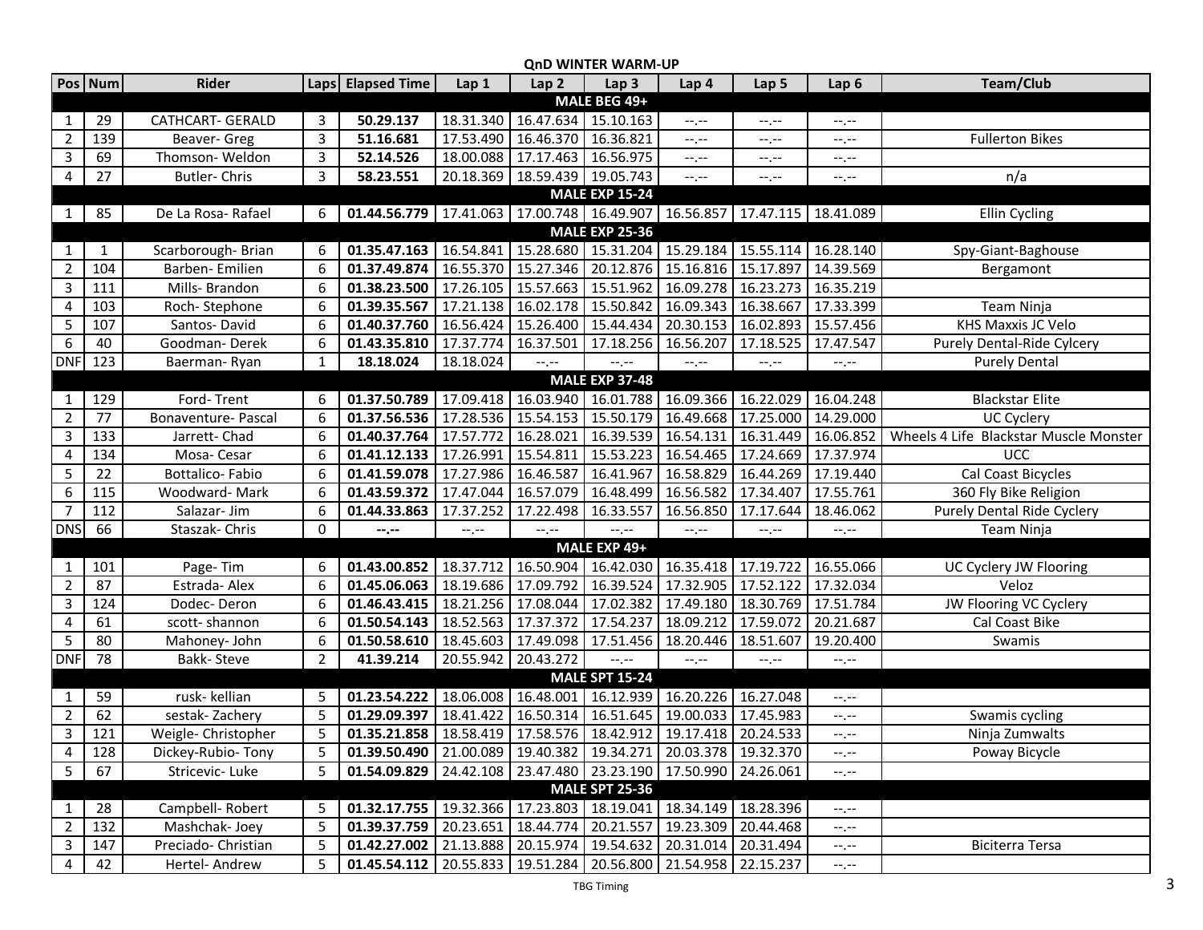# QnD WINTER WARM-UP

| Pos | Num | Rider | Laps | Elapsed Time | Lap 1 | Lap 2 | Lap 3 | Lap 4 | Lap 5 | Lap 6 | Team/Club |
|---|---|---|---|---|---|---|---|---|---|---|---|
| | | | | | | | **MALE BEG 49+** | | | | |
| 1 | 29 | CATHCART- GERALD | 3 | **50.29.137** | 18.31.340 | 16.47.634 | 15.10.163 | --.-- | --.-- | --.-- | |
| 2 | 139 | Beaver- Greg | 3 | **51.16.681** | 17.53.490 | 16.46.370 | 16.36.821 | --.-- | --.-- | --.-- | Fullerton Bikes |
| 3 | 69 | Thomson- Weldon | 3 | **52.14.526** | 18.00.088 | 17.17.463 | 16.56.975 | --.-- | --.-- | --.-- | |
| 4 | 27 | Butler- Chris | 3 | **58.23.551** | 20.18.369 | 18.59.439 | 19.05.743 | --.-- | --.-- | --.-- | n/a |
| | | | | | | | **MALE EXP 15-24** | | | | |
| 1 | 85 | De La Rosa- Rafael | 6 | **01.44.56.779** | 17.41.063 | 17.00.748 | 16.49.907 | 16.56.857 | 17.47.115 | 18.41.089 | Ellin Cycling |
| | | | | | | | **MALE EXP 25-36** | | | | |
| 1 | 1 | Scarborough- Brian | 6 | **01.35.47.163** | 16.54.841 | 15.28.680 | 15.31.204 | 15.29.184 | 15.55.114 | 16.28.140 | Spy-Giant-Baghouse |
| 2 | 104 | Barben- Emilien | 6 | **01.37.49.874** | 16.55.370 | 15.27.346 | 20.12.876 | 15.16.816 | 15.17.897 | 14.39.569 | Bergamont |
| 3 | 111 | Mills- Brandon | 6 | **01.38.23.500** | 17.26.105 | 15.57.663 | 15.51.962 | 16.09.278 | 16.23.273 | 16.35.219 | |
| 4 | 103 | Roch- Stephone | 6 | **01.39.35.567** | 17.21.138 | 16.02.178 | 15.50.842 | 16.09.343 | 16.38.667 | 17.33.399 | Team Ninja |
| 5 | 107 | Santos- David | 6 | **01.40.37.760** | 16.56.424 | 15.26.400 | 15.44.434 | 20.30.153 | 16.02.893 | 15.57.456 | KHS Maxxis JC Velo |
| 6 | 40 | Goodman- Derek | 6 | **01.43.35.810** | 17.37.774 | 16.37.501 | 17.18.256 | 16.56.207 | 17.18.525 | 17.47.547 | Purely Dental-Ride Cylcery |
| DNF | 123 | Baerman- Ryan | 1 | **18.18.024** | 18.18.024 | --.-- | --.-- | --.-- | --.-- | --.-- | Purely Dental |
| | | | | | | | **MALE EXP 37-48** | | | | |
| 1 | 129 | Ford- Trent | 6 | **01.37.50.789** | 17.09.418 | 16.03.940 | 16.01.788 | 16.09.366 | 16.22.029 | 16.04.248 | Blackstar Elite |
| 2 | 77 | Bonaventure- Pascal | 6 | **01.37.56.536** | 17.28.536 | 15.54.153 | 15.50.179 | 16.49.668 | 17.25.000 | 14.29.000 | UC Cyclery |
| 3 | 133 | Jarrett- Chad | 6 | **01.40.37.764** | 17.57.772 | 16.28.021 | 16.39.539 | 16.54.131 | 16.31.449 | 16.06.852 | Wheels 4 Life Blackstar Muscle Monster |
| 4 | 134 | Mosa- Cesar | 6 | **01.41.12.133** | 17.26.991 | 15.54.811 | 15.53.223 | 16.54.465 | 17.24.669 | 17.37.974 | UCC |
| 5 | 22 | Bottalico- Fabio | 6 | **01.41.59.078** | 17.27.986 | 16.46.587 | 16.41.967 | 16.58.829 | 16.44.269 | 17.19.440 | Cal Coast Bicycles |
| 6 | 115 | Woodward- Mark | 6 | **01.43.59.372** | 17.47.044 | 16.57.079 | 16.48.499 | 16.56.582 | 17.34.407 | 17.55.761 | 360 Fly Bike Religion |
| 7 | 112 | Salazar- Jim | 6 | **01.44.33.863** | 17.37.252 | 17.22.498 | 16.33.557 | 16.56.850 | 17.17.644 | 18.46.062 | Purely Dental Ride Cyclery |
| DNS | 66 | Staszak- Chris | 0 | **--.--** | --.-- | --.-- | --.-- | --.-- | --.-- | --.-- | Team Ninja |
| | | | | | | | **MALE EXP 49+** | | | | |
| 1 | 101 | Page- Tim | 6 | **01.43.00.852** | 18.37.712 | 16.50.904 | 16.42.030 | 16.35.418 | 17.19.722 | 16.55.066 | UC Cyclery JW Flooring |
| 2 | 87 | Estrada- Alex | 6 | **01.45.06.063** | 18.19.686 | 17.09.792 | 16.39.524 | 17.32.905 | 17.52.122 | 17.32.034 | Veloz |
| 3 | 124 | Dodec- Deron | 6 | **01.46.43.415** | 18.21.256 | 17.08.044 | 17.02.382 | 17.49.180 | 18.30.769 | 17.51.784 | JW Flooring VC Cyclery |
| 4 | 61 | scott- shannon | 6 | **01.50.54.143** | 18.52.563 | 17.37.372 | 17.54.237 | 18.09.212 | 17.59.072 | 20.21.687 | Cal Coast Bike |
| 5 | 80 | Mahoney- John | 6 | **01.50.58.610** | 18.45.603 | 17.49.098 | 17.51.456 | 18.20.446 | 18.51.607 | 19.20.400 | Swamis |
| DNF | 78 | Bakk- Steve | 2 | **41.39.214** | 20.55.942 | 20.43.272 | --.-- | --.-- | --.-- | --.-- | |
| | | | | | | | **MALE SPT 15-24** | | | | |
| 1 | 59 | rusk- kellian | 5 | **01.23.54.222** | 18.06.008 | 16.48.001 | 16.12.939 | 16.20.226 | 16.27.048 | --.-- | |
| 2 | 62 | sestak- Zachery | 5 | **01.29.09.397** | 18.41.422 | 16.50.314 | 16.51.645 | 19.00.033 | 17.45.983 | --.-- | Swamis cycling |
| 3 | 121 | Weigle- Christopher | 5 | **01.35.21.858** | 18.58.419 | 17.58.576 | 18.42.912 | 19.17.418 | 20.24.533 | --.-- | Ninja Zumwalts |
| 4 | 128 | Dickey-Rubio- Tony | 5 | **01.39.50.490** | 21.00.089 | 19.40.382 | 19.34.271 | 20.03.378 | 19.32.370 | --.-- | Poway Bicycle |
| 5 | 67 | Stricevic- Luke | 5 | **01.54.09.829** | 24.42.108 | 23.47.480 | 23.23.190 | 17.50.990 | 24.26.061 | --.-- | |
| | | | | | | | **MALE SPT 25-36** | | | | |
| 1 | 28 | Campbell- Robert | 5 | **01.32.17.755** | 19.32.366 | 17.23.803 | 18.19.041 | 18.34.149 | 18.28.396 | --.-- | |
| 2 | 132 | Mashchak- Joey | 5 | **01.39.37.759** | 20.23.651 | 18.44.774 | 20.21.557 | 19.23.309 | 20.44.468 | --.-- | |
| 3 | 147 | Preciado- Christian | 5 | **01.42.27.002** | 21.13.888 | 20.15.974 | 19.54.632 | 20.31.014 | 20.31.494 | --.-- | Biciterra Tersa |
| 4 | 42 | Hertel- Andrew | 5 | **01.45.54.112** | 20.55.833 | 19.51.284 | 20.56.800 | 21.54.958 | 22.15.237 | --.-- | |

TBG Timing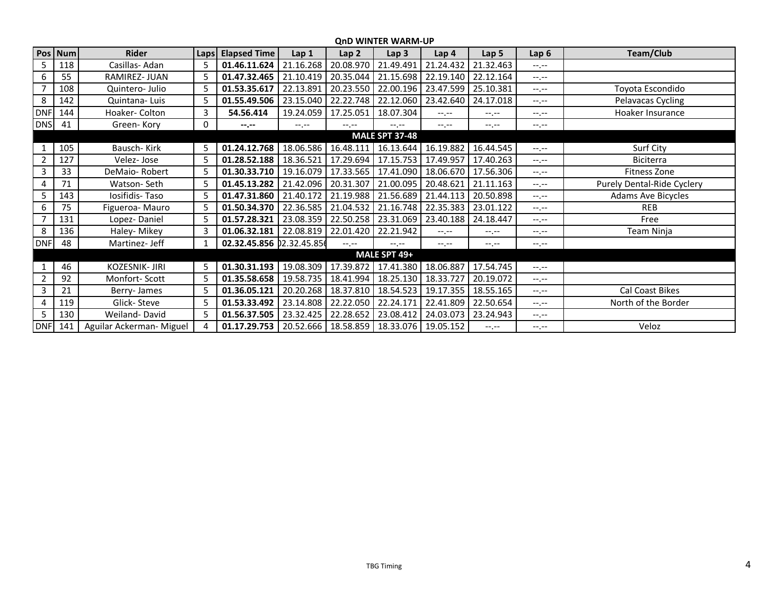## QnD WINTER WARM-UP

| Pos | Num | Rider | Laps | Elapsed Time | Lap 1 | Lap 2 | Lap 3 | Lap 4 | Lap 5 | Lap 6 | Team/Club |
|---|---|---|---|---|---|---|---|---|---|---|---|
| 5 | 118 | Casillas- Adan | 5 | **01.46.11.624** | 21.16.268 | 20.08.970 | 21.49.491 | 21.24.432 | 21.32.463 | --.-- | |
| 6 | 55 | RAMIREZ- JUAN | 5 | **01.47.32.465** | 21.10.419 | 20.35.044 | 21.15.698 | 22.19.140 | 22.12.164 | --.-- | |
| 7 | 108 | Quintero- Julio | 5 | **01.53.35.617** | 22.13.891 | 20.23.550 | 22.00.196 | 23.47.599 | 25.10.381 | --.-- | Toyota Escondido |
| 8 | 142 | Quintana- Luis | 5 | **01.55.49.506** | 23.15.040 | 22.22.748 | 22.12.060 | 23.42.640 | 24.17.018 | --.-- | Pelavacas Cycling |
| DNF | 144 | Hoaker- Colton | 3 | **54.56.414** | 19.24.059 | 17.25.051 | 18.07.304 | --.-- | --.-- | --.-- | Hoaker Insurance |
| DNS | 41 | Green- Kory | 0 | **--.--** | --.-- | --.-- | --.-- | --.-- | --.-- | --.-- | |
| | | | | | | | **MALE SPT 37-48** | | | | |
| 1 | 105 | Bausch- Kirk | 5 | **01.24.12.768** | 18.06.586 | 16.48.111 | 16.13.644 | 16.19.882 | 16.44.545 | --.-- | Surf City |
| 2 | 127 | Velez- Jose | 5 | **01.28.52.188** | 18.36.521 | 17.29.694 | 17.15.753 | 17.49.957 | 17.40.263 | --.-- | Biciterra |
| 3 | 33 | DeMaio- Robert | 5 | **01.30.33.710** | 19.16.079 | 17.33.565 | 17.41.090 | 18.06.670 | 17.56.306 | --.-- | Fitness Zone |
| 4 | 71 | Watson- Seth | 5 | **01.45.13.282** | 21.42.096 | 20.31.307 | 21.00.095 | 20.48.621 | 21.11.163 | --.-- | Purely Dental-Ride Cyclery |
| 5 | 143 | Iosifidis- Taso | 5 | **01.47.31.860** | 21.40.172 | 21.19.988 | 21.56.689 | 21.44.113 | 20.50.898 | --.-- | Adams Ave Bicycles |
| 6 | 75 | Figueroa- Mauro | 5 | **01.50.34.370** | 22.36.585 | 21.04.532 | 21.16.748 | 22.35.383 | 23.01.122 | --.-- | REB |
| 7 | 131 | Lopez- Daniel | 5 | **01.57.28.321** | 23.08.359 | 22.50.258 | 23.31.069 | 23.40.188 | 24.18.447 | --.-- | Free |
| 8 | 136 | Haley- Mikey | 3 | **01.06.32.181** | 22.08.819 | 22.01.420 | 22.21.942 | --.-- | --.-- | --.-- | Team Ninja |
| DNF | 48 | Martinez- Jeff | 1 | **02.32.45.856** | 02.32.45.856 | --.-- | --.-- | --.-- | --.-- | --.-- | |
| | | | | | | | **MALE SPT 49+** | | | | |
| 1 | 46 | KOZESNIK- JIRI | 5 | **01.30.31.193** | 19.08.309 | 17.39.872 | 17.41.380 | 18.06.887 | 17.54.745 | --.-- | |
| 2 | 92 | Monfort- Scott | 5 | **01.35.58.658** | 19.58.735 | 18.41.994 | 18.25.130 | 18.33.727 | 20.19.072 | --.-- | |
| 3 | 21 | Berry- James | 5 | **01.36.05.121** | 20.20.268 | 18.37.810 | 18.54.523 | 19.17.355 | 18.55.165 | --.-- | Cal Coast Bikes |
| 4 | 119 | Glick- Steve | 5 | **01.53.33.492** | 23.14.808 | 22.22.050 | 22.24.171 | 22.41.809 | 22.50.654 | --.-- | North of the Border |
| 5 | 130 | Weiland- David | 5 | **01.56.37.505** | 23.32.425 | 22.28.652 | 23.08.412 | 24.03.073 | 23.24.943 | --.-- | |
| DNF | 141 | Aguilar Ackerman- Miguel | 4 | **01.17.29.753** | 20.52.666 | 18.58.859 | 18.33.076 | 19.05.152 | --.-- | --.-- | Veloz |

TBG Timing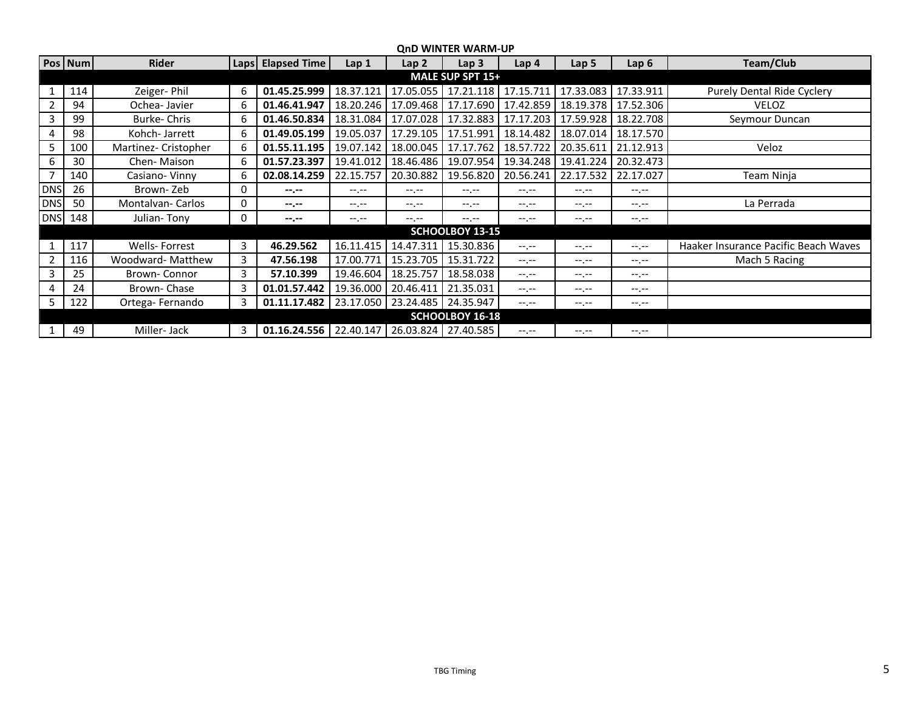**QnD WINTER WARM-UP**

| Pos | Num | Rider | Laps | Elapsed Time | Lap 1 | Lap 2 | Lap 3 | Lap 4 | Lap 5 | Lap 6 | Team/Club |
|---|---|---|---|---|---|---|---|---|---|---|---|
| | | | | | | | **MALE SUP SPT 15+** | | | | |
| 1 | 114 | Zeiger- Phil | 6 | **01.45.25.999** | 18.37.121 | 17.05.055 | 17.21.118 | 17.15.711 | 17.33.083 | 17.33.911 | Purely Dental Ride Cyclery |
| 2 | 94 | Ochea- Javier | 6 | **01.46.41.947** | 18.20.246 | 17.09.468 | 17.17.690 | 17.42.859 | 18.19.378 | 17.52.306 | VELOZ |
| 3 | 99 | Burke- Chris | 6 | **01.46.50.834** | 18.31.084 | 17.07.028 | 17.32.883 | 17.17.203 | 17.59.928 | 18.22.708 | Seymour Duncan |
| 4 | 98 | Kohch- Jarrett | 6 | **01.49.05.199** | 19.05.037 | 17.29.105 | 17.51.991 | 18.14.482 | 18.07.014 | 18.17.570 | |
| 5 | 100 | Martinez- Cristopher | 6 | **01.55.11.195** | 19.07.142 | 18.00.045 | 17.17.762 | 18.57.722 | 20.35.611 | 21.12.913 | Veloz |
| 6 | 30 | Chen- Maison | 6 | **01.57.23.397** | 19.41.012 | 18.46.486 | 19.07.954 | 19.34.248 | 19.41.224 | 20.32.473 | |
| 7 | 140 | Casiano- Vinny | 6 | **02.08.14.259** | 22.15.757 | 20.30.882 | 19.56.820 | 20.56.241 | 22.17.532 | 22.17.027 | Team Ninja |
| DNS | 26 | Brown- Zeb | 0 | **--.--** | --.-- | --.-- | --.-- | --.-- | --.-- | --.-- | |
| DNS | 50 | Montalvan- Carlos | 0 | **--.--** | --.-- | --.-- | --.-- | --.-- | --.-- | --.-- | La Perrada |
| DNS | 148 | Julian- Tony | 0 | **--.--** | --.-- | --.-- | --.-- | --.-- | --.-- | --.-- | |
| | | | | | | | **SCHOOLBOY 13-15** | | | | |
| 1 | 117 | Wells- Forrest | 3 | **46.29.562** | 16.11.415 | 14.47.311 | 15.30.836 | --.-- | --.-- | --.-- | Haaker Insurance Pacific Beach Waves |
| 2 | 116 | Woodward- Matthew | 3 | **47.56.198** | 17.00.771 | 15.23.705 | 15.31.722 | --.-- | --.-- | --.-- | Mach 5 Racing |
| 3 | 25 | Brown- Connor | 3 | **57.10.399** | 19.46.604 | 18.25.757 | 18.58.038 | --.-- | --.-- | --.-- | |
| 4 | 24 | Brown- Chase | 3 | **01.01.57.442** | 19.36.000 | 20.46.411 | 21.35.031 | --.-- | --.-- | --.-- | |
| 5 | 122 | Ortega- Fernando | 3 | **01.11.17.482** | 23.17.050 | 23.24.485 | 24.35.947 | --.-- | --.-- | --.-- | |
| | | | | | | | **SCHOOLBOY 16-18** | | | | |
| 1 | 49 | Miller- Jack | 3 | **01.16.24.556** | 22.40.147 | 26.03.824 | 27.40.585 | --.-- | --.-- | --.-- | |

TBG Timing